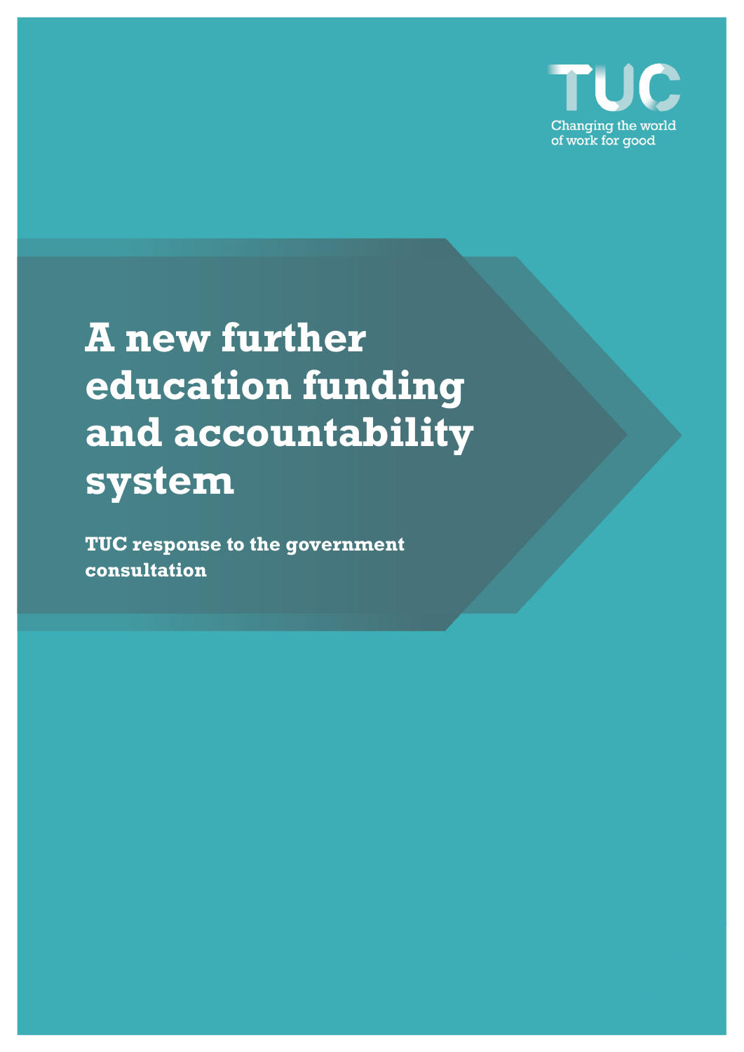TUC

Changing the world of work for good

# A new further education funding and accountability system

**TUC response to the government consultation**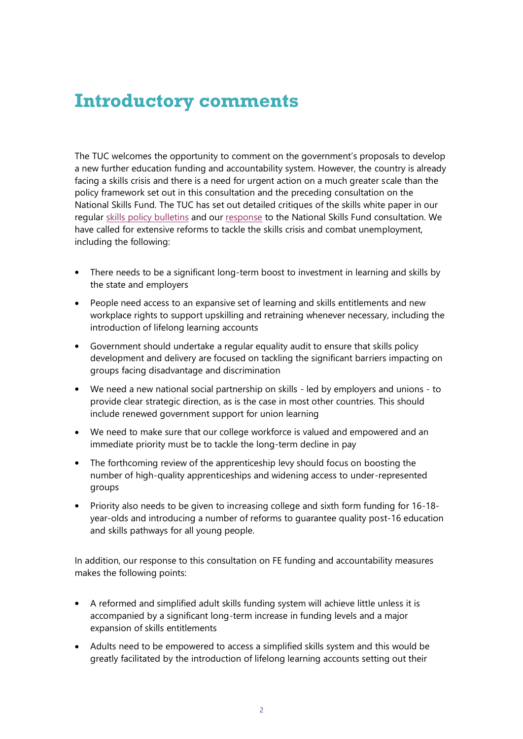# Introductory comments

The TUC welcomes the opportunity to comment on the government's proposals to develop a new further education funding and accountability system. However, the country is already facing a skills crisis and there is a need for urgent action on a much greater scale than the policy framework set out in this consultation and the preceding consultation on the National Skills Fund. The TUC has set out detailed critiques of the skills white paper in our regular skills policy bulletins and our response to the National Skills Fund consultation. We have called for extensive reforms to tackle the skills crisis and combat unemployment, including the following:

- There needs to be a significant long-term boost to investment in learning and skills by the state and employers
- People need access to an expansive set of learning and skills entitlements and new workplace rights to support upskilling and retraining whenever necessary, including the introduction of lifelong learning accounts
- Government should undertake a regular equality audit to ensure that skills policy development and delivery are focused on tackling the significant barriers impacting on groups facing disadvantage and discrimination
- We need a new national social partnership on skills - led by employers and unions - to provide clear strategic direction, as is the case in most other countries. This should include renewed government support for union learning
- We need to make sure that our college workforce is valued and empowered and an immediate priority must be to tackle the long-term decline in pay
- The forthcoming review of the apprenticeship levy should focus on boosting the number of high-quality apprenticeships and widening access to under-represented groups
- Priority also needs to be given to increasing college and sixth form funding for 16-18-year-olds and introducing a number of reforms to guarantee quality post-16 education and skills pathways for all young people.

In addition, our response to this consultation on FE funding and accountability measures makes the following points:

- A reformed and simplified adult skills funding system will achieve little unless it is accompanied by a significant long-term increase in funding levels and a major expansion of skills entitlements
- Adults need to be empowered to access a simplified skills system and this would be greatly facilitated by the introduction of lifelong learning accounts setting out their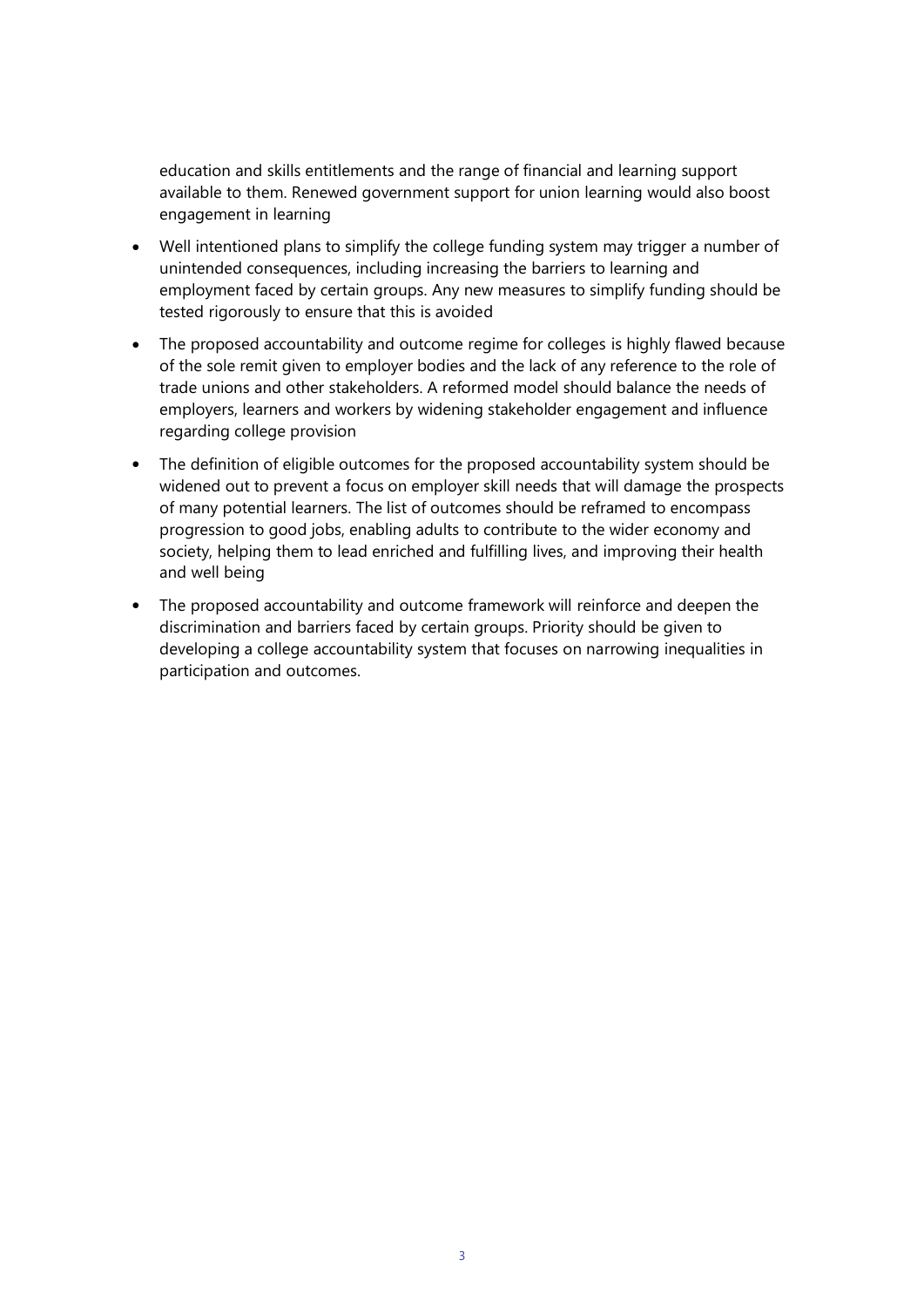education and skills entitlements and the range of financial and learning support available to them. Renewed government support for union learning would also boost engagement in learning

- Well intentioned plans to simplify the college funding system may trigger a number of unintended consequences, including increasing the barriers to learning and employment faced by certain groups. Any new measures to simplify funding should be tested rigorously to ensure that this is avoided
- The proposed accountability and outcome regime for colleges is highly flawed because of the sole remit given to employer bodies and the lack of any reference to the role of trade unions and other stakeholders. A reformed model should balance the needs of employers, learners and workers by widening stakeholder engagement and influence regarding college provision
- The definition of eligible outcomes for the proposed accountability system should be widened out to prevent a focus on employer skill needs that will damage the prospects of many potential learners. The list of outcomes should be reframed to encompass progression to good jobs, enabling adults to contribute to the wider economy and society, helping them to lead enriched and fulfilling lives, and improving their health and well being
- The proposed accountability and outcome framework will reinforce and deepen the discrimination and barriers faced by certain groups. Priority should be given to developing a college accountability system that focuses on narrowing inequalities in participation and outcomes.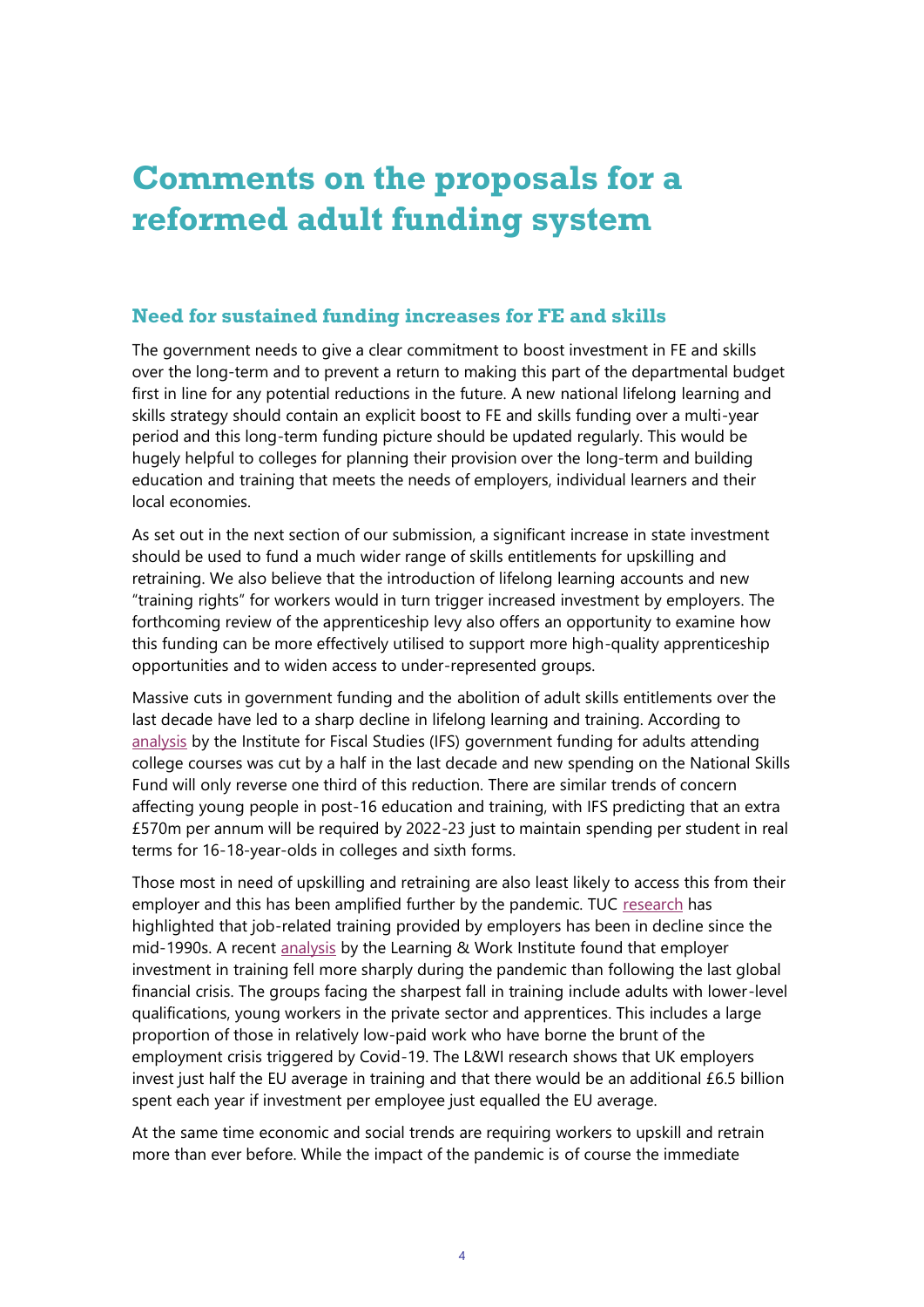# Comments on the proposals for a reformed adult funding system

## Need for sustained funding increases for FE and skills

The government needs to give a clear commitment to boost investment in FE and skills over the long-term and to prevent a return to making this part of the departmental budget first in line for any potential reductions in the future. A new national lifelong learning and skills strategy should contain an explicit boost to FE and skills funding over a multi-year period and this long-term funding picture should be updated regularly. This would be hugely helpful to colleges for planning their provision over the long-term and building education and training that meets the needs of employers, individual learners and their local economies.

As set out in the next section of our submission, a significant increase in state investment should be used to fund a much wider range of skills entitlements for upskilling and retraining. We also believe that the introduction of lifelong learning accounts and new "training rights" for workers would in turn trigger increased investment by employers. The forthcoming review of the apprenticeship levy also offers an opportunity to examine how this funding can be more effectively utilised to support more high-quality apprenticeship opportunities and to widen access to under-represented groups.

Massive cuts in government funding and the abolition of adult skills entitlements over the last decade have led to a sharp decline in lifelong learning and training. According to analysis by the Institute for Fiscal Studies (IFS) government funding for adults attending college courses was cut by a half in the last decade and new spending on the National Skills Fund will only reverse one third of this reduction. There are similar trends of concern affecting young people in post-16 education and training, with IFS predicting that an extra £570m per annum will be required by 2022-23 just to maintain spending per student in real terms for 16-18-year-olds in colleges and sixth forms.

Those most in need of upskilling and retraining are also least likely to access this from their employer and this has been amplified further by the pandemic. TUC research has highlighted that job-related training provided by employers has been in decline since the mid-1990s. A recent analysis by the Learning & Work Institute found that employer investment in training fell more sharply during the pandemic than following the last global financial crisis. The groups facing the sharpest fall in training include adults with lower-level qualifications, young workers in the private sector and apprentices. This includes a large proportion of those in relatively low-paid work who have borne the brunt of the employment crisis triggered by Covid-19. The L&WI research shows that UK employers invest just half the EU average in training and that there would be an additional £6.5 billion spent each year if investment per employee just equalled the EU average.

At the same time economic and social trends are requiring workers to upskill and retrain more than ever before. While the impact of the pandemic is of course the immediate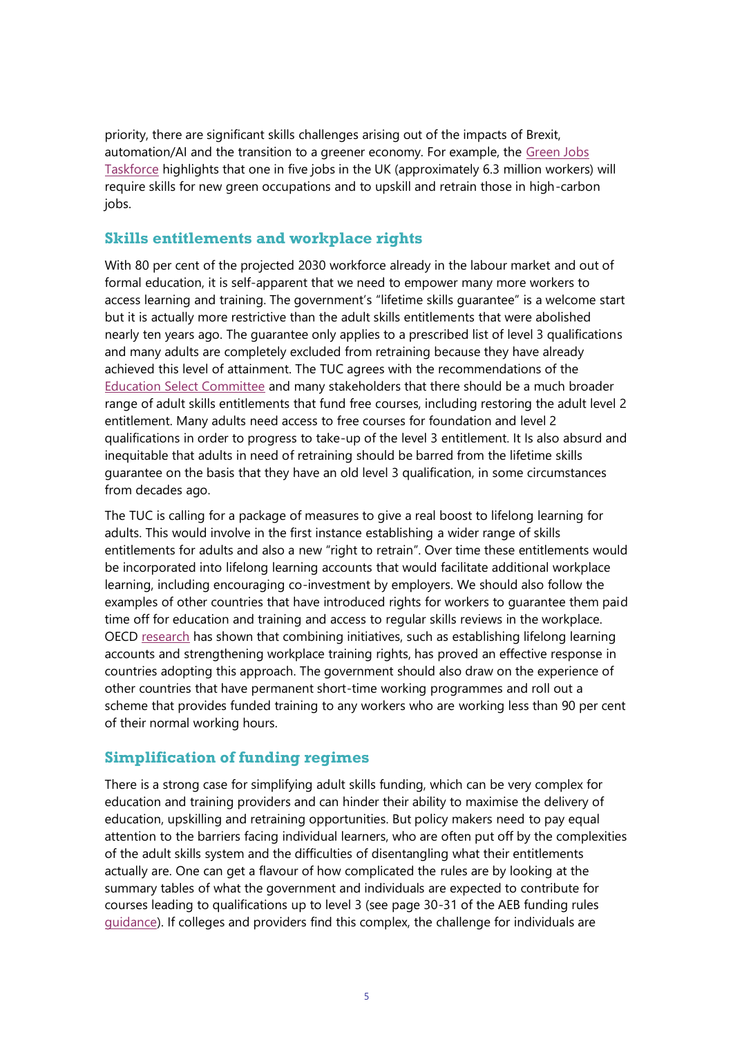priority, there are significant skills challenges arising out of the impacts of Brexit, automation/AI and the transition to a greener economy. For example, the Green Jobs Taskforce highlights that one in five jobs in the UK (approximately 6.3 million workers) will require skills for new green occupations and to upskill and retrain those in high-carbon jobs.

## Skills entitlements and workplace rights

With 80 per cent of the projected 2030 workforce already in the labour market and out of formal education, it is self-apparent that we need to empower many more workers to access learning and training. The government's "lifetime skills guarantee" is a welcome start but it is actually more restrictive than the adult skills entitlements that were abolished nearly ten years ago. The guarantee only applies to a prescribed list of level 3 qualifications and many adults are completely excluded from retraining because they have already achieved this level of attainment. The TUC agrees with the recommendations of the Education Select Committee and many stakeholders that there should be a much broader range of adult skills entitlements that fund free courses, including restoring the adult level 2 entitlement. Many adults need access to free courses for foundation and level 2 qualifications in order to progress to take-up of the level 3 entitlement. It Is also absurd and inequitable that adults in need of retraining should be barred from the lifetime skills guarantee on the basis that they have an old level 3 qualification, in some circumstances from decades ago.

The TUC is calling for a package of measures to give a real boost to lifelong learning for adults. This would involve in the first instance establishing a wider range of skills entitlements for adults and also a new "right to retrain". Over time these entitlements would be incorporated into lifelong learning accounts that would facilitate additional workplace learning, including encouraging co-investment by employers. We should also follow the examples of other countries that have introduced rights for workers to guarantee them paid time off for education and training and access to regular skills reviews in the workplace. OECD research has shown that combining initiatives, such as establishing lifelong learning accounts and strengthening workplace training rights, has proved an effective response in countries adopting this approach. The government should also draw on the experience of other countries that have permanent short-time working programmes and roll out a scheme that provides funded training to any workers who are working less than 90 per cent of their normal working hours.

## Simplification of funding regimes

There is a strong case for simplifying adult skills funding, which can be very complex for education and training providers and can hinder their ability to maximise the delivery of education, upskilling and retraining opportunities. But policy makers need to pay equal attention to the barriers facing individual learners, who are often put off by the complexities of the adult skills system and the difficulties of disentangling what their entitlements actually are. One can get a flavour of how complicated the rules are by looking at the summary tables of what the government and individuals are expected to contribute for courses leading to qualifications up to level 3 (see page 30-31 of the AEB funding rules guidance). If colleges and providers find this complex, the challenge for individuals are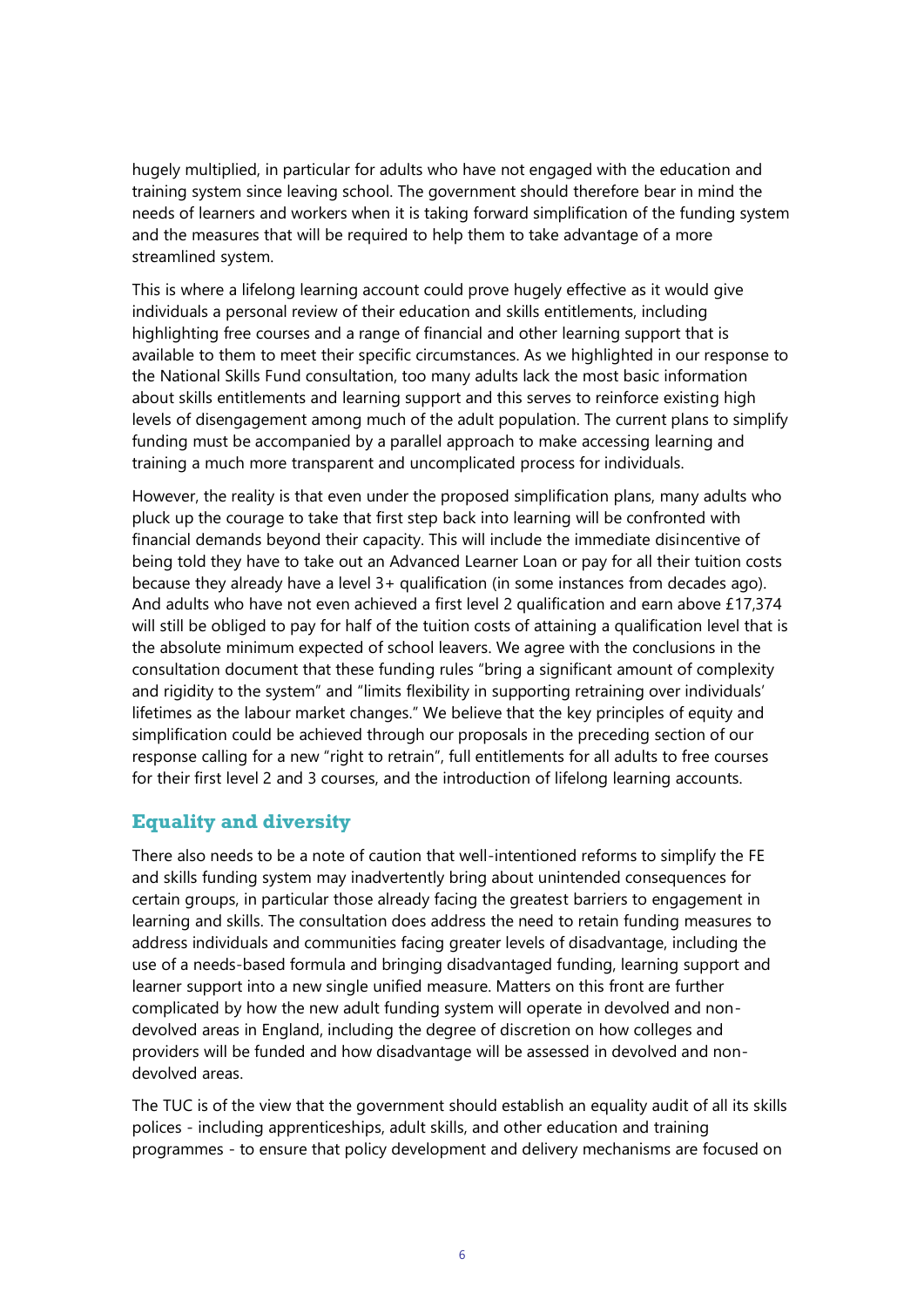hugely multiplied, in particular for adults who have not engaged with the education and training system since leaving school. The government should therefore bear in mind the needs of learners and workers when it is taking forward simplification of the funding system and the measures that will be required to help them to take advantage of a more streamlined system.

This is where a lifelong learning account could prove hugely effective as it would give individuals a personal review of their education and skills entitlements, including highlighting free courses and a range of financial and other learning support that is available to them to meet their specific circumstances. As we highlighted in our response to the National Skills Fund consultation, too many adults lack the most basic information about skills entitlements and learning support and this serves to reinforce existing high levels of disengagement among much of the adult population. The current plans to simplify funding must be accompanied by a parallel approach to make accessing learning and training a much more transparent and uncomplicated process for individuals.

However, the reality is that even under the proposed simplification plans, many adults who pluck up the courage to take that first step back into learning will be confronted with financial demands beyond their capacity. This will include the immediate disincentive of being told they have to take out an Advanced Learner Loan or pay for all their tuition costs because they already have a level 3+ qualification (in some instances from decades ago). And adults who have not even achieved a first level 2 qualification and earn above £17,374 will still be obliged to pay for half of the tuition costs of attaining a qualification level that is the absolute minimum expected of school leavers. We agree with the conclusions in the consultation document that these funding rules "bring a significant amount of complexity and rigidity to the system" and "limits flexibility in supporting retraining over individuals' lifetimes as the labour market changes." We believe that the key principles of equity and simplification could be achieved through our proposals in the preceding section of our response calling for a new "right to retrain", full entitlements for all adults to free courses for their first level 2 and 3 courses, and the introduction of lifelong learning accounts.

## Equality and diversity

There also needs to be a note of caution that well-intentioned reforms to simplify the FE and skills funding system may inadvertently bring about unintended consequences for certain groups, in particular those already facing the greatest barriers to engagement in learning and skills. The consultation does address the need to retain funding measures to address individuals and communities facing greater levels of disadvantage, including the use of a needs-based formula and bringing disadvantaged funding, learning support and learner support into a new single unified measure. Matters on this front are further complicated by how the new adult funding system will operate in devolved and non-devolved areas in England, including the degree of discretion on how colleges and providers will be funded and how disadvantage will be assessed in devolved and non-devolved areas.

The TUC is of the view that the government should establish an equality audit of all its skills polices - including apprenticeships, adult skills, and other education and training programmes - to ensure that policy development and delivery mechanisms are focused on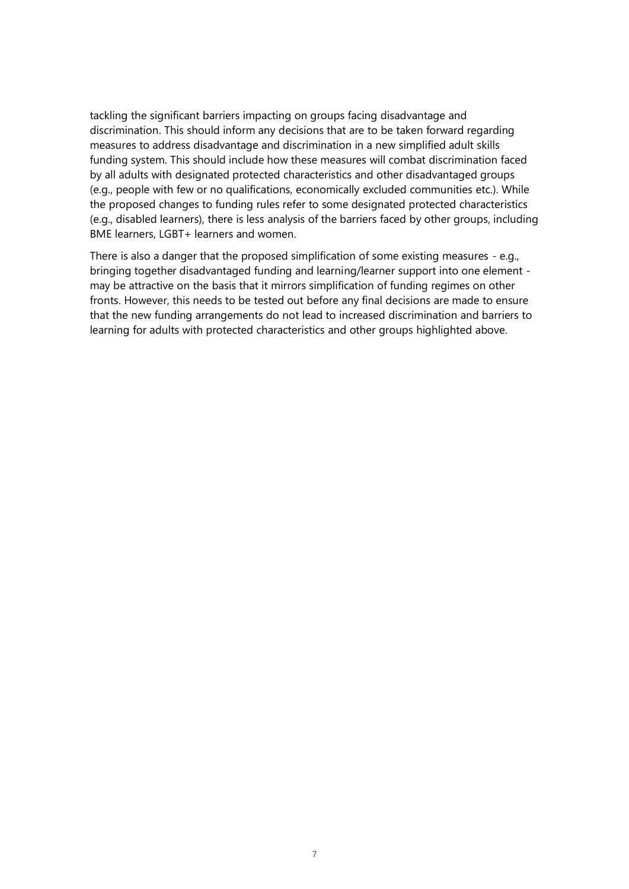tackling the significant barriers impacting on groups facing disadvantage and discrimination. This should inform any decisions that are to be taken forward regarding measures to address disadvantage and discrimination in a new simplified adult skills funding system. This should include how these measures will combat discrimination faced by all adults with designated protected characteristics and other disadvantaged groups (e.g., people with few or no qualifications, economically excluded communities etc.). While the proposed changes to funding rules refer to some designated protected characteristics (e.g., disabled learners), there is less analysis of the barriers faced by other groups, including BME learners, LGBT+ learners and women.

There is also a danger that the proposed simplification of some existing measures - e.g., bringing together disadvantaged funding and learning/learner support into one element - may be attractive on the basis that it mirrors simplification of funding regimes on other fronts. However, this needs to be tested out before any final decisions are made to ensure that the new funding arrangements do not lead to increased discrimination and barriers to learning for adults with protected characteristics and other groups highlighted above.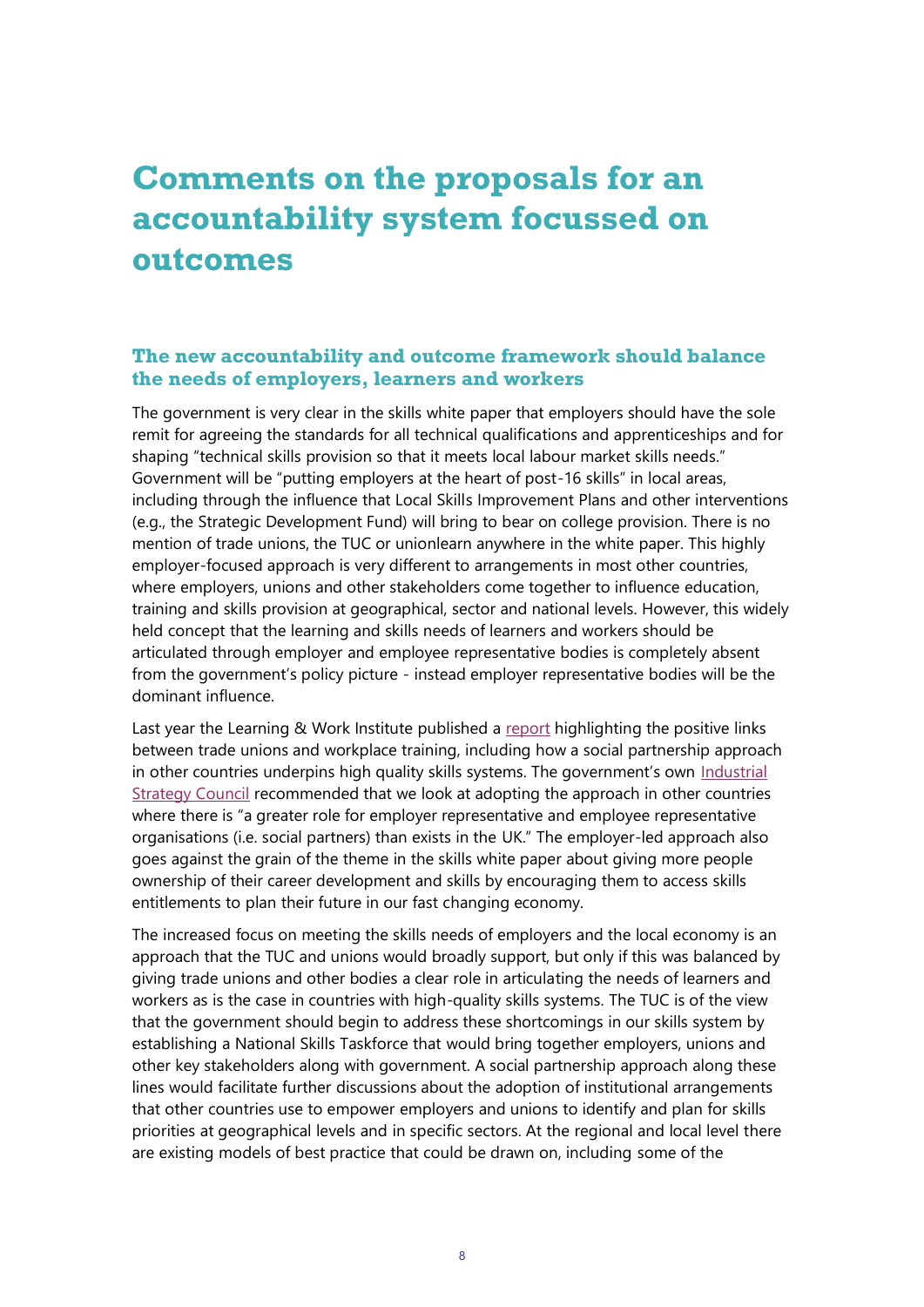# Comments on the proposals for an accountability system focussed on outcomes

## The new accountability and outcome framework should balance the needs of employers, learners and workers

The government is very clear in the skills white paper that employers should have the sole remit for agreeing the standards for all technical qualifications and apprenticeships and for shaping "technical skills provision so that it meets local labour market skills needs." Government will be "putting employers at the heart of post-16 skills" in local areas, including through the influence that Local Skills Improvement Plans and other interventions (e.g., the Strategic Development Fund) will bring to bear on college provision. There is no mention of trade unions, the TUC or unionlearn anywhere in the white paper. This highly employer-focused approach is very different to arrangements in most other countries, where employers, unions and other stakeholders come together to influence education, training and skills provision at geographical, sector and national levels. However, this widely held concept that the learning and skills needs of learners and workers should be articulated through employer and employee representative bodies is completely absent from the government's policy picture - instead employer representative bodies will be the dominant influence.

Last year the Learning & Work Institute published a report highlighting the positive links between trade unions and workplace training, including how a social partnership approach in other countries underpins high quality skills systems. The government's own Industrial Strategy Council recommended that we look at adopting the approach in other countries where there is "a greater role for employer representative and employee representative organisations (i.e. social partners) than exists in the UK." The employer-led approach also goes against the grain of the theme in the skills white paper about giving more people ownership of their career development and skills by encouraging them to access skills entitlements to plan their future in our fast changing economy.

The increased focus on meeting the skills needs of employers and the local economy is an approach that the TUC and unions would broadly support, but only if this was balanced by giving trade unions and other bodies a clear role in articulating the needs of learners and workers as is the case in countries with high-quality skills systems. The TUC is of the view that the government should begin to address these shortcomings in our skills system by establishing a National Skills Taskforce that would bring together employers, unions and other key stakeholders along with government. A social partnership approach along these lines would facilitate further discussions about the adoption of institutional arrangements that other countries use to empower employers and unions to identify and plan for skills priorities at geographical levels and in specific sectors. At the regional and local level there are existing models of best practice that could be drawn on, including some of the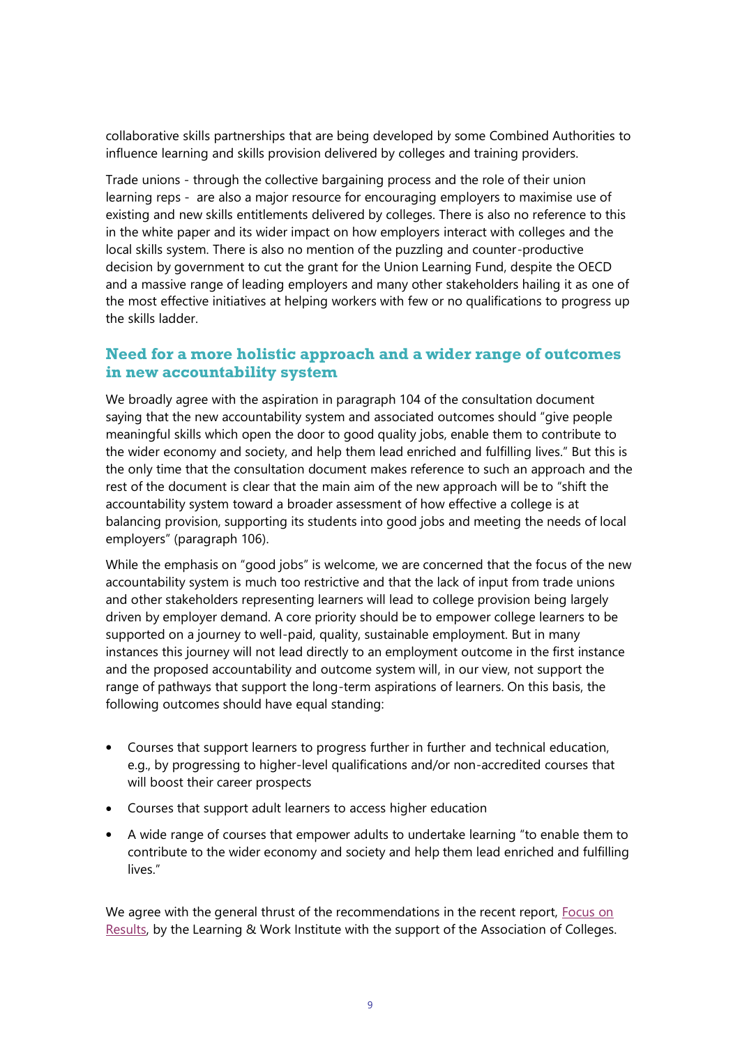collaborative skills partnerships that are being developed by some Combined Authorities to influence learning and skills provision delivered by colleges and training providers.

Trade unions - through the collective bargaining process and the role of their union learning reps - are also a major resource for encouraging employers to maximise use of existing and new skills entitlements delivered by colleges. There is also no reference to this in the white paper and its wider impact on how employers interact with colleges and the local skills system. There is also no mention of the puzzling and counter-productive decision by government to cut the grant for the Union Learning Fund, despite the OECD and a massive range of leading employers and many other stakeholders hailing it as one of the most effective initiatives at helping workers with few or no qualifications to progress up the skills ladder.

## Need for a more holistic approach and a wider range of outcomes in new accountability system

We broadly agree with the aspiration in paragraph 104 of the consultation document saying that the new accountability system and associated outcomes should "give people meaningful skills which open the door to good quality jobs, enable them to contribute to the wider economy and society, and help them lead enriched and fulfilling lives." But this is the only time that the consultation document makes reference to such an approach and the rest of the document is clear that the main aim of the new approach will be to "shift the accountability system toward a broader assessment of how effective a college is at balancing provision, supporting its students into good jobs and meeting the needs of local employers" (paragraph 106).

While the emphasis on "good jobs" is welcome, we are concerned that the focus of the new accountability system is much too restrictive and that the lack of input from trade unions and other stakeholders representing learners will lead to college provision being largely driven by employer demand. A core priority should be to empower college learners to be supported on a journey to well-paid, quality, sustainable employment. But in many instances this journey will not lead directly to an employment outcome in the first instance and the proposed accountability and outcome system will, in our view, not support the range of pathways that support the long-term aspirations of learners. On this basis, the following outcomes should have equal standing:

- Courses that support learners to progress further in further and technical education, e.g., by progressing to higher-level qualifications and/or non-accredited courses that will boost their career prospects
- Courses that support adult learners to access higher education
- A wide range of courses that empower adults to undertake learning "to enable them to contribute to the wider economy and society and help them lead enriched and fulfilling lives."

We agree with the general thrust of the recommendations in the recent report, Focus on Results, by the Learning & Work Institute with the support of the Association of Colleges.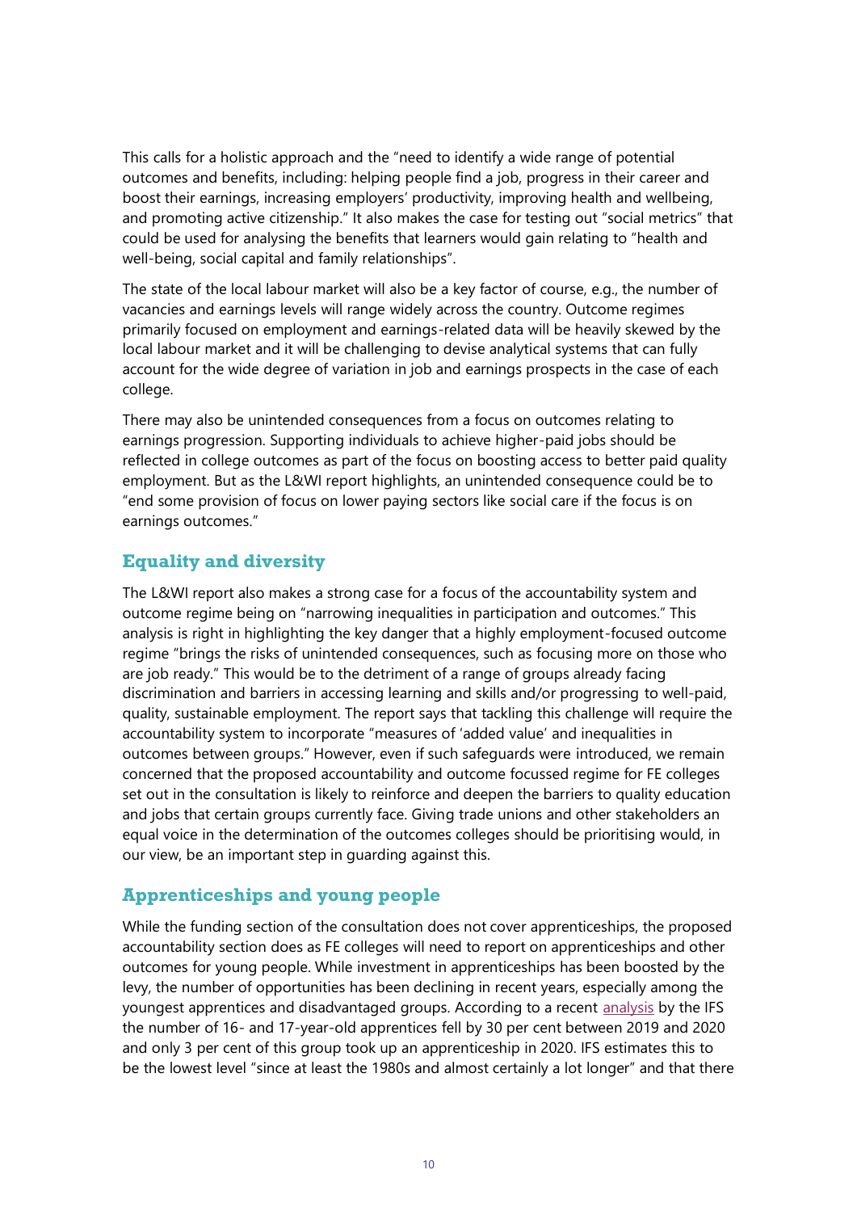This calls for a holistic approach and the "need to identify a wide range of potential outcomes and benefits, including: helping people find a job, progress in their career and boost their earnings, increasing employers' productivity, improving health and wellbeing, and promoting active citizenship." It also makes the case for testing out "social metrics" that could be used for analysing the benefits that learners would gain relating to "health and well-being, social capital and family relationships".

The state of the local labour market will also be a key factor of course, e.g., the number of vacancies and earnings levels will range widely across the country. Outcome regimes primarily focused on employment and earnings-related data will be heavily skewed by the local labour market and it will be challenging to devise analytical systems that can fully account for the wide degree of variation in job and earnings prospects in the case of each college.

There may also be unintended consequences from a focus on outcomes relating to earnings progression. Supporting individuals to achieve higher-paid jobs should be reflected in college outcomes as part of the focus on boosting access to better paid quality employment. But as the L&WI report highlights, an unintended consequence could be to "end some provision of focus on lower paying sectors like social care if the focus is on earnings outcomes."

## Equality and diversity

The L&WI report also makes a strong case for a focus of the accountability system and outcome regime being on "narrowing inequalities in participation and outcomes." This analysis is right in highlighting the key danger that a highly employment-focused outcome regime "brings the risks of unintended consequences, such as focusing more on those who are job ready." This would be to the detriment of a range of groups already facing discrimination and barriers in accessing learning and skills and/or progressing to well-paid, quality, sustainable employment. The report says that tackling this challenge will require the accountability system to incorporate "measures of 'added value' and inequalities in outcomes between groups." However, even if such safeguards were introduced, we remain concerned that the proposed accountability and outcome focussed regime for FE colleges set out in the consultation is likely to reinforce and deepen the barriers to quality education and jobs that certain groups currently face. Giving trade unions and other stakeholders an equal voice in the determination of the outcomes colleges should be prioritising would, in our view, be an important step in guarding against this.

## Apprenticeships and young people

While the funding section of the consultation does not cover apprenticeships, the proposed accountability section does as FE colleges will need to report on apprenticeships and other outcomes for young people. While investment in apprenticeships has been boosted by the levy, the number of opportunities has been declining in recent years, especially among the youngest apprentices and disadvantaged groups. According to a recent analysis by the IFS the number of 16- and 17-year-old apprentices fell by 30 per cent between 2019 and 2020 and only 3 per cent of this group took up an apprenticeship in 2020. IFS estimates this to be the lowest level "since at least the 1980s and almost certainly a lot longer" and that there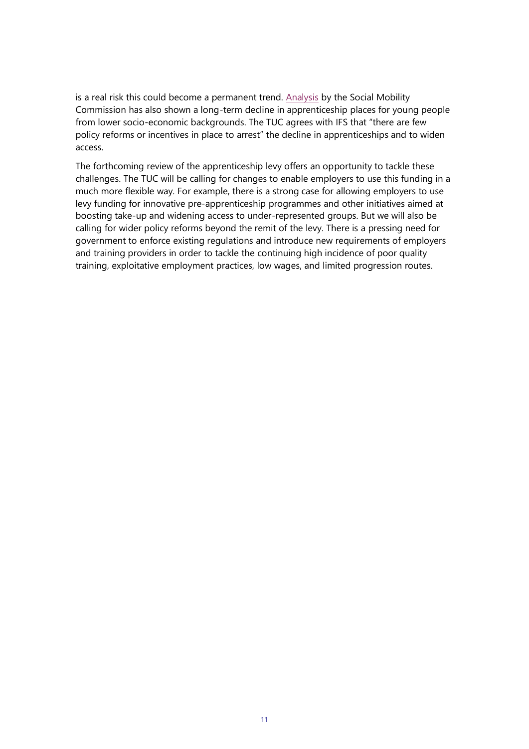is a real risk this could become a permanent trend. Analysis by the Social Mobility Commission has also shown a long-term decline in apprenticeship places for young people from lower socio-economic backgrounds. The TUC agrees with IFS that "there are few policy reforms or incentives in place to arrest" the decline in apprenticeships and to widen access.

The forthcoming review of the apprenticeship levy offers an opportunity to tackle these challenges. The TUC will be calling for changes to enable employers to use this funding in a much more flexible way. For example, there is a strong case for allowing employers to use levy funding for innovative pre-apprenticeship programmes and other initiatives aimed at boosting take-up and widening access to under-represented groups. But we will also be calling for wider policy reforms beyond the remit of the levy. There is a pressing need for government to enforce existing regulations and introduce new requirements of employers and training providers in order to tackle the continuing high incidence of poor quality training, exploitative employment practices, low wages, and limited progression routes.